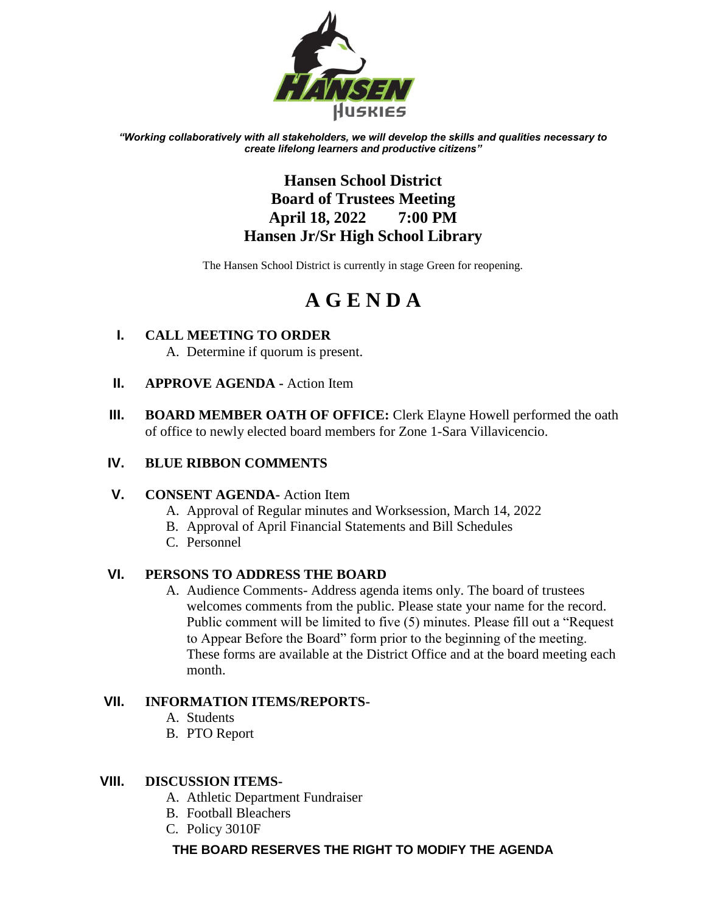*"Working collaboratively with all stakeholders, we will develop the skills and qualities necessary to create lifelong learners and productive citizens"*

# Hansen School District
## Board of Trustees Meeting
## April 18, 2022 7:00 PM
## Hansen Jr/Sr High School Library

The Hansen School District is currently in stage Green for reopening.

# A G E N D A

**I. CALL MEETING TO ORDER**
   A. Determine if quorum is present.

**II. APPROVE AGENDA -** Action Item

**III. BOARD MEMBER OATH OF OFFICE:** Clerk Elayne Howell performed the oath of office to newly elected board members for Zone 1-Sara Villavicencio.

**IV. BLUE RIBBON COMMENTS**

**V. CONSENT AGENDA-** Action Item
   A. Approval of Regular minutes and Worksession, March 14, 2022
   B. Approval of April Financial Statements and Bill Schedules
   C. Personnel

**VI. PERSONS TO ADDRESS THE BOARD**
   A. Audience Comments- Address agenda items only. The board of trustees welcomes comments from the public. Please state your name for the record. Public comment will be limited to five (5) minutes. Please fill out a "Request to Appear Before the Board" form prior to the beginning of the meeting. These forms are available at the District Office and at the board meeting each month.

**VII. INFORMATION ITEMS/REPORTS-**
   A. Students
   B. PTO Report

**VIII. DISCUSSION ITEMS-**
   A. Athletic Department Fundraiser
   B. Football Bleachers
   C. Policy 3010F

**THE BOARD RESERVES THE RIGHT TO MODIFY THE AGENDA**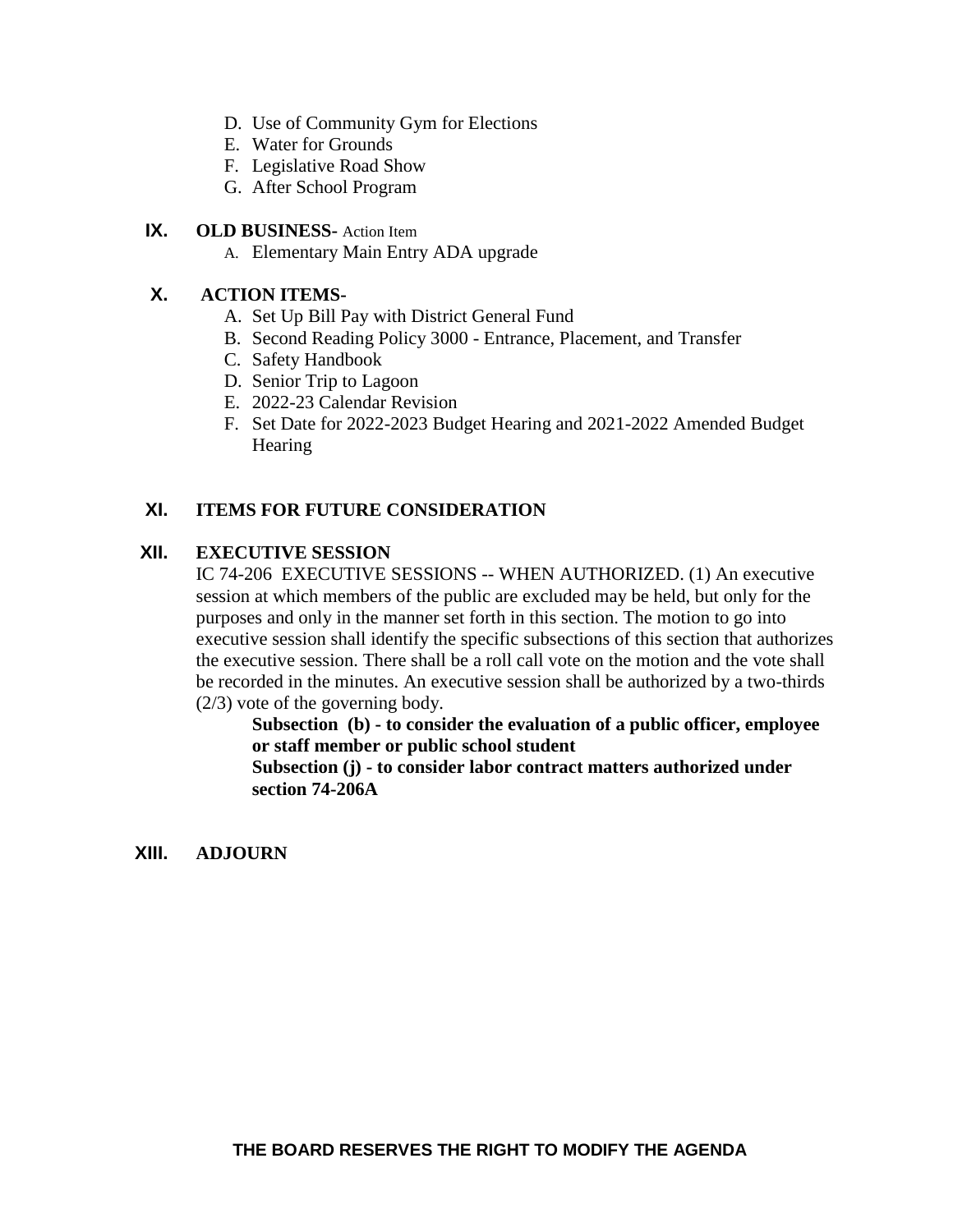D. Use of Community Gym for Elections
E. Water for Grounds
F. Legislative Road Show
G. After School Program

## IX. OLD BUSINESS- Action Item

A. Elementary Main Entry ADA upgrade

## X. ACTION ITEMS-

A. Set Up Bill Pay with District General Fund
B. Second Reading Policy 3000 - Entrance, Placement, and Transfer
C. Safety Handbook
D. Senior Trip to Lagoon
E. 2022-23 Calendar Revision
F. Set Date for 2022-2023 Budget Hearing and 2021-2022 Amended Budget Hearing

## XI. ITEMS FOR FUTURE CONSIDERATION

## XII. EXECUTIVE SESSION

IC 74-206 EXECUTIVE SESSIONS -- WHEN AUTHORIZED. (1) An executive session at which members of the public are excluded may be held, but only for the purposes and only in the manner set forth in this section. The motion to go into executive session shall identify the specific subsections of this section that authorizes the executive session. There shall be a roll call vote on the motion and the vote shall be recorded in the minutes. An executive session shall be authorized by a two-thirds (2/3) vote of the governing body.

**Subsection (b) - to consider the evaluation of a public officer, employee or staff member or public school student**

**Subsection (j) - to consider labor contract matters authorized under section 74-206A**

## XIII. ADJOURN

**THE BOARD RESERVES THE RIGHT TO MODIFY THE AGENDA**